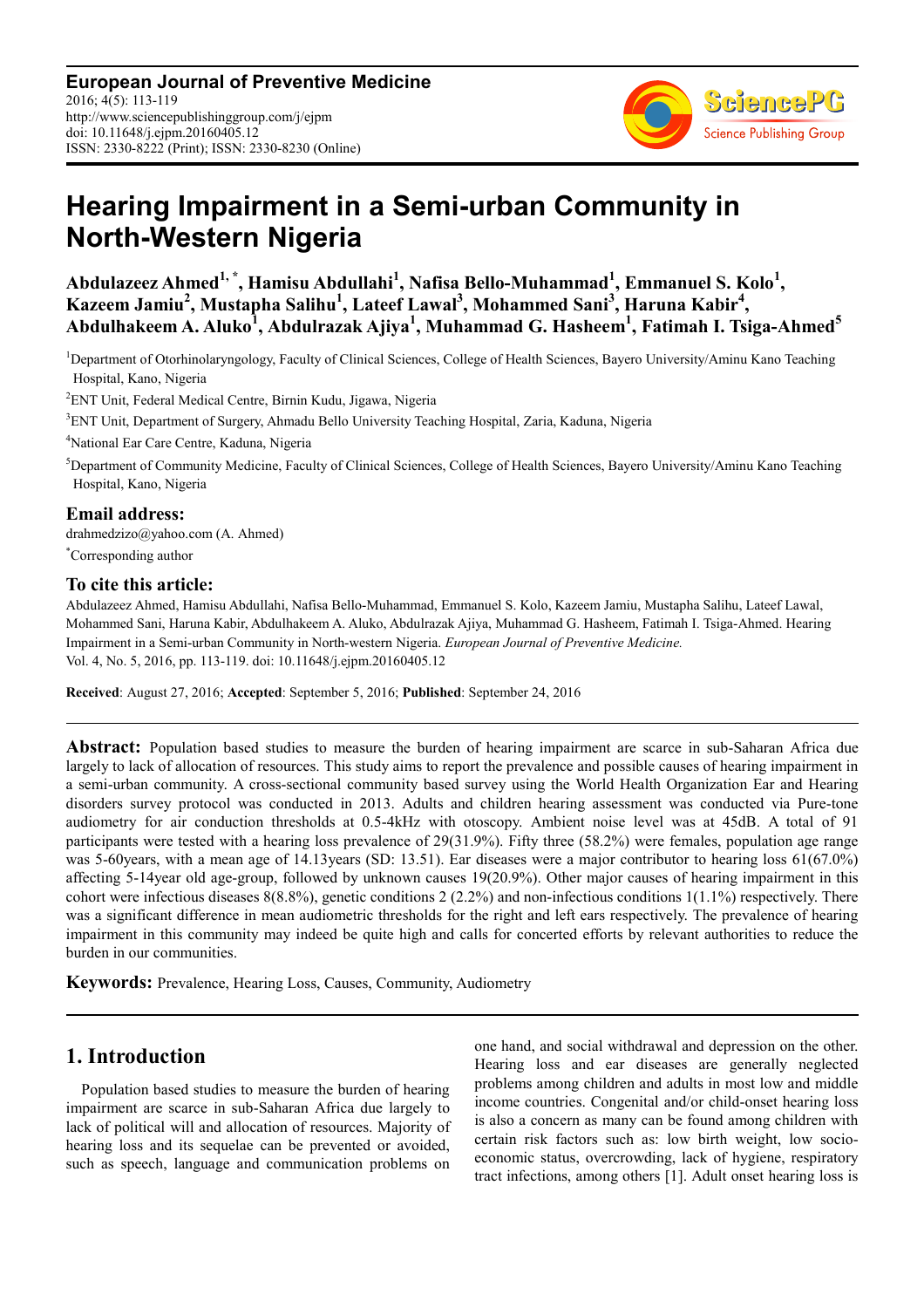**European Journal of Preventive Medicine**
2016; 4(5): 113-119
http://www.sciencepublishinggroup.com/j/ejpm
doi: 10.11648/j.ejpm.20160405.12
ISSN: 2330-8222 (Print); ISSN: 2330-8230 (Online)

# Hearing Impairment in a Semi-urban Community in North-Western Nigeria

**Abdulazeez Ahmed[1, *], Hamisu Abdullahi[1], Nafisa Bello-Muhammad[1], Emmanuel S. Kolo[1], Kazeem Jamiu[2], Mustapha Salihu[1], Lateef Lawal[3], Mohammed Sani[3], Haruna Kabir[4], Abdulhakeem A. Aluko[1], Abdulrazak Ajiya[1], Muhammad G. Hasheem[1], Fatimah I. Tsiga-Ahmed[5]**

[1]Department of Otorhinolaryngology, Faculty of Clinical Sciences, College of Health Sciences, Bayero University/Aminu Kano Teaching Hospital, Kano, Nigeria

[2]ENT Unit, Federal Medical Centre, Birnin Kudu, Jigawa, Nigeria

[3]ENT Unit, Department of Surgery, Ahmadu Bello University Teaching Hospital, Zaria, Kaduna, Nigeria

[4]National Ear Care Centre, Kaduna, Nigeria

[5]Department of Community Medicine, Faculty of Clinical Sciences, College of Health Sciences, Bayero University/Aminu Kano Teaching Hospital, Kano, Nigeria

## Email address:

drahmedzizo@yahoo.com (A. Ahmed)

*Corresponding author

## To cite this article:

Abdulazeez Ahmed, Hamisu Abdullahi, Nafisa Bello-Muhammad, Emmanuel S. Kolo, Kazeem Jamiu, Mustapha Salihu, Lateef Lawal, Mohammed Sani, Haruna Kabir, Abdulhakeem A. Aluko, Abdulrazak Ajiya, Muhammad G. Hasheem, Fatimah I. Tsiga-Ahmed. Hearing Impairment in a Semi-urban Community in North-western Nigeria. *European Journal of Preventive Medicine.* Vol. 4, No. 5, 2016, pp. 113-119. doi: 10.11648/j.ejpm.20160405.12

**Received**: August 27, 2016; **Accepted**: September 5, 2016; **Published**: September 24, 2016

---

**Abstract:** Population based studies to measure the burden of hearing impairment are scarce in sub-Saharan Africa due largely to lack of allocation of resources. This study aims to report the prevalence and possible causes of hearing impairment in a semi-urban community. A cross-sectional community based survey using the World Health Organization Ear and Hearing disorders survey protocol was conducted in 2013. Adults and children hearing assessment was conducted via Pure-tone audiometry for air conduction thresholds at 0.5-4kHz with otoscopy. Ambient noise level was at 45dB. A total of 91 participants were tested with a hearing loss prevalence of 29(31.9%). Fifty three (58.2%) were females, population age range was 5-60years, with a mean age of 14.13years (SD: 13.51). Ear diseases were a major contributor to hearing loss 61(67.0%) affecting 5-14year old age-group, followed by unknown causes 19(20.9%). Other major causes of hearing impairment in this cohort were infectious diseases 8(8.8%), genetic conditions 2 (2.2%) and non-infectious conditions 1(1.1%) respectively. There was a significant difference in mean audiometric thresholds for the right and left ears respectively. The prevalence of hearing impairment in this community may indeed be quite high and calls for concerted efforts by relevant authorities to reduce the burden in our communities.

**Keywords:** Prevalence, Hearing Loss, Causes, Community, Audiometry

---

## 1. Introduction

Population based studies to measure the burden of hearing impairment are scarce in sub-Saharan Africa due largely to lack of political will and allocation of resources. Majority of hearing loss and its sequelae can be prevented or avoided, such as speech, language and communication problems on one hand, and social withdrawal and depression on the other. Hearing loss and ear diseases are generally neglected problems among children and adults in most low and middle income countries. Congenital and/or child-onset hearing loss is also a concern as many can be found among children with certain risk factors such as: low birth weight, low socio-economic status, overcrowding, lack of hygiene, respiratory tract infections, among others [1]. Adult onset hearing loss is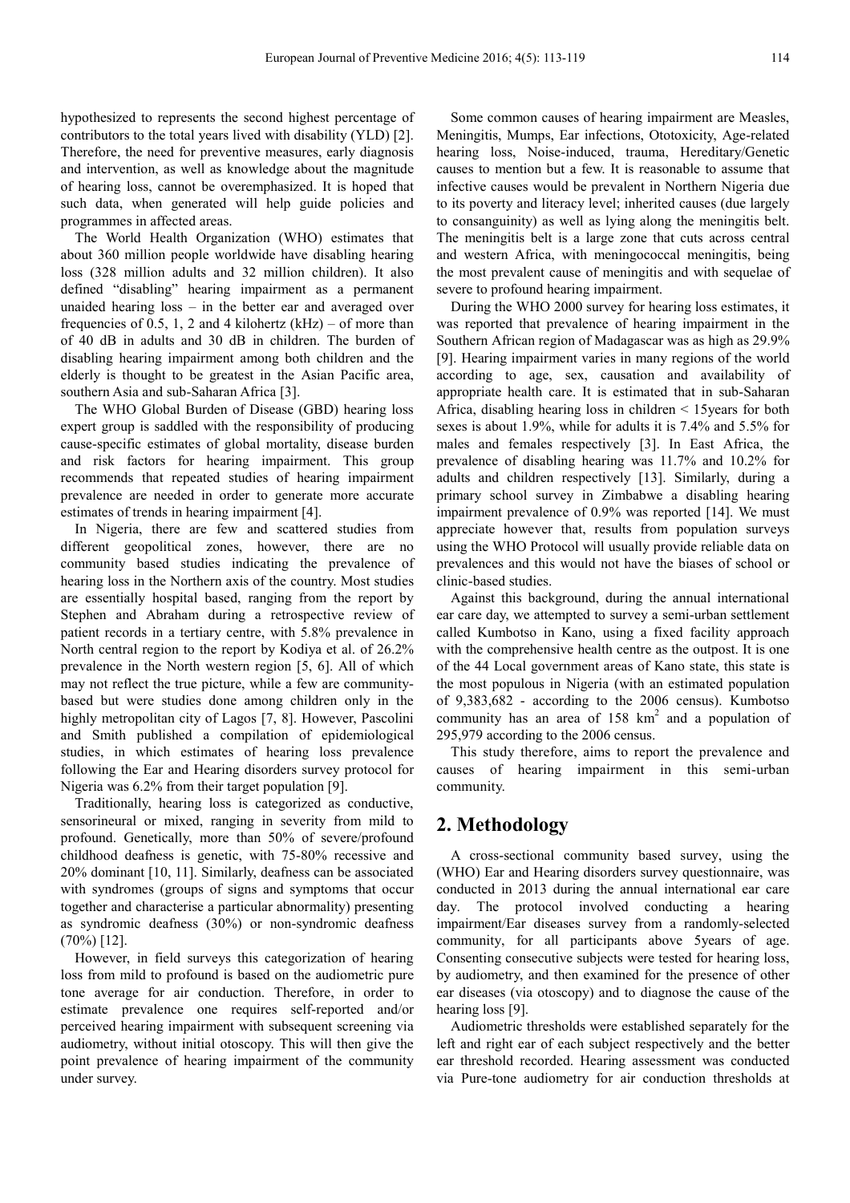hypothesized to represents the second highest percentage of contributors to the total years lived with disability (YLD) [2]. Therefore, the need for preventive measures, early diagnosis and intervention, as well as knowledge about the magnitude of hearing loss, cannot be overemphasized. It is hoped that such data, when generated will help guide policies and programmes in affected areas.

The World Health Organization (WHO) estimates that about 360 million people worldwide have disabling hearing loss (328 million adults and 32 million children). It also defined "disabling" hearing impairment as a permanent unaided hearing loss – in the better ear and averaged over frequencies of 0.5, 1, 2 and 4 kilohertz (kHz) – of more than of 40 dB in adults and 30 dB in children. The burden of disabling hearing impairment among both children and the elderly is thought to be greatest in the Asian Pacific area, southern Asia and sub-Saharan Africa [3].

The WHO Global Burden of Disease (GBD) hearing loss expert group is saddled with the responsibility of producing cause-specific estimates of global mortality, disease burden and risk factors for hearing impairment. This group recommends that repeated studies of hearing impairment prevalence are needed in order to generate more accurate estimates of trends in hearing impairment [4].

In Nigeria, there are few and scattered studies from different geopolitical zones, however, there are no community based studies indicating the prevalence of hearing loss in the Northern axis of the country. Most studies are essentially hospital based, ranging from the report by Stephen and Abraham during a retrospective review of patient records in a tertiary centre, with 5.8% prevalence in North central region to the report by Kodiya et al. of 26.2% prevalence in the North western region [5, 6]. All of which may not reflect the true picture, while a few are community-based but were studies done among children only in the highly metropolitan city of Lagos [7, 8]. However, Pascolini and Smith published a compilation of epidemiological studies, in which estimates of hearing loss prevalence following the Ear and Hearing disorders survey protocol for Nigeria was 6.2% from their target population [9].

Traditionally, hearing loss is categorized as conductive, sensorineural or mixed, ranging in severity from mild to profound. Genetically, more than 50% of severe/profound childhood deafness is genetic, with 75-80% recessive and 20% dominant [10, 11]. Similarly, deafness can be associated with syndromes (groups of signs and symptoms that occur together and characterise a particular abnormality) presenting as syndromic deafness (30%) or non-syndromic deafness (70%) [12].

However, in field surveys this categorization of hearing loss from mild to profound is based on the audiometric pure tone average for air conduction. Therefore, in order to estimate prevalence one requires self-reported and/or perceived hearing impairment with subsequent screening via audiometry, without initial otoscopy. This will then give the point prevalence of hearing impairment of the community under survey.

Some common causes of hearing impairment are Measles, Meningitis, Mumps, Ear infections, Ototoxicity, Age-related hearing loss, Noise-induced, trauma, Hereditary/Genetic causes to mention but a few. It is reasonable to assume that infective causes would be prevalent in Northern Nigeria due to its poverty and literacy level; inherited causes (due largely to consanguinity) as well as lying along the meningitis belt. The meningitis belt is a large zone that cuts across central and western Africa, with meningococcal meningitis, being the most prevalent cause of meningitis and with sequelae of severe to profound hearing impairment.

During the WHO 2000 survey for hearing loss estimates, it was reported that prevalence of hearing impairment in the Southern African region of Madagascar was as high as 29.9% [9]. Hearing impairment varies in many regions of the world according to age, sex, causation and availability of appropriate health care. It is estimated that in sub-Saharan Africa, disabling hearing loss in children < 15years for both sexes is about 1.9%, while for adults it is 7.4% and 5.5% for males and females respectively [3]. In East Africa, the prevalence of disabling hearing was 11.7% and 10.2% for adults and children respectively [13]. Similarly, during a primary school survey in Zimbabwe a disabling hearing impairment prevalence of 0.9% was reported [14]. We must appreciate however that, results from population surveys using the WHO Protocol will usually provide reliable data on prevalences and this would not have the biases of school or clinic-based studies.

Against this background, during the annual international ear care day, we attempted to survey a semi-urban settlement called Kumbotso in Kano, using a fixed facility approach with the comprehensive health centre as the outpost. It is one of the 44 Local government areas of Kano state, this state is the most populous in Nigeria (with an estimated population of 9,383,682 - according to the 2006 census). Kumbotso community has an area of 158 km$^2$ and a population of 295,979 according to the 2006 census.

This study therefore, aims to report the prevalence and causes of hearing impairment in this semi-urban community.

## 2. Methodology

A cross-sectional community based survey, using the (WHO) Ear and Hearing disorders survey questionnaire, was conducted in 2013 during the annual international ear care day. The protocol involved conducting a hearing impairment/Ear diseases survey from a randomly-selected community, for all participants above 5years of age. Consenting consecutive subjects were tested for hearing loss, by audiometry, and then examined for the presence of other ear diseases (via otoscopy) and to diagnose the cause of the hearing loss [9].

Audiometric thresholds were established separately for the left and right ear of each subject respectively and the better ear threshold recorded. Hearing assessment was conducted via Pure-tone audiometry for air conduction thresholds at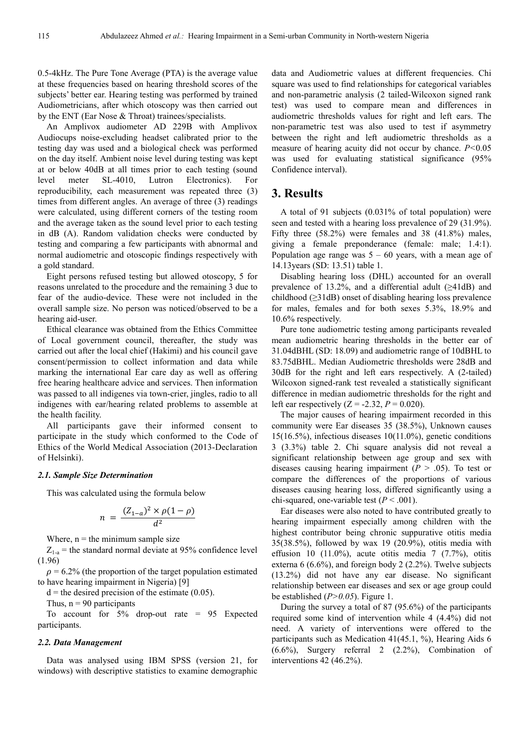0.5-4kHz. The Pure Tone Average (PTA) is the average value at these frequencies based on hearing threshold scores of the subjects' better ear. Hearing testing was performed by trained Audiometricians, after which otoscopy was then carried out by the ENT (Ear Nose & Throat) trainees/specialists.

An Amplivox audiometer AD 229B with Amplivox Audiocups noise-excluding headset calibrated prior to the testing day was used and a biological check was performed on the day itself. Ambient noise level during testing was kept at or below 40dB at all times prior to each testing (sound level meter SL-4010, Lutron Electronics). For reproducibility, each measurement was repeated three (3) times from different angles. An average of three (3) readings were calculated, using different corners of the testing room and the average taken as the sound level prior to each testing in dB (A). Random validation checks were conducted by testing and comparing a few participants with abnormal and normal audiometric and otoscopic findings respectively with a gold standard.

Eight persons refused testing but allowed otoscopy, 5 for reasons unrelated to the procedure and the remaining 3 due to fear of the audio-device. These were not included in the overall sample size. No person was noticed/observed to be a hearing aid-user.

Ethical clearance was obtained from the Ethics Committee of Local government council, thereafter, the study was carried out after the local chief (Hakimi) and his council gave consent/permission to collect information and data while marking the international Ear care day as well as offering free hearing healthcare advice and services. Then information was passed to all indigenes via town-crier, jingles, radio to all indigenes with ear/hearing related problems to assemble at the health facility.

All participants gave their informed consent to participate in the study which conformed to the Code of Ethics of the World Medical Association (2013-Declaration of Helsinki).

### 2.1. Sample Size Determination

This was calculated using the formula below

$$n = \frac{(Z_{1-a})^2 \times \rho(1-\rho)}{d^2}$$

Where, n = the minimum sample size

$Z_{1-a}$ = the standard normal deviate at 95% confidence level (1.96)

$\rho$ = 6.2% (the proportion of the target population estimated to have hearing impairment in Nigeria) [9]

d = the desired precision of the estimate (0.05).

Thus, n = 90 participants

To account for 5% drop-out rate = 95 Expected participants.

### 2.2. Data Management

Data was analysed using IBM SPSS (version 21, for windows) with descriptive statistics to examine demographic data and Audiometric values at different frequencies. Chi square was used to find relationships for categorical variables and non-parametric analysis (2 tailed-Wilcoxon signed rank test) was used to compare mean and differences in audiometric thresholds values for right and left ears. The non-parametric test was also used to test if asymmetry between the right and left audiometric thresholds as a measure of hearing acuity did not occur by chance. $P<0.05$ was used for evaluating statistical significance (95% Confidence interval).

## 3. Results

A total of 91 subjects (0.031% of total population) were seen and tested with a hearing loss prevalence of 29 (31.9%). Fifty three (58.2%) were females and 38 (41.8%) males, giving a female preponderance (female: male; 1.4:1). Population age range was 5 – 60 years, with a mean age of 14.13years (SD: 13.51) table 1.

Disabling hearing loss (DHL) accounted for an overall prevalence of 13.2%, and a differential adult (≥41dB) and childhood (≥31dB) onset of disabling hearing loss prevalence for males, females and for both sexes 5.3%, 18.9% and 10.6% respectively.

Pure tone audiometric testing among participants revealed mean audiometric hearing thresholds in the better ear of 31.04dBHL (SD: 18.09) and audiometric range of 10dBHL to 83.75dBHL. Median Audiometric thresholds were 28dB and 30dB for the right and left ears respectively. A (2-tailed) Wilcoxon signed-rank test revealed a statistically significant difference in median audiometric thresholds for the right and left ear respectively ($Z = -2.32$, $P = 0.020$).

The major causes of hearing impairment recorded in this community were Ear diseases 35 (38.5%), Unknown causes 15(16.5%), infectious diseases 10(11.0%), genetic conditions 3 (3.3%) table 2. Chi square analysis did not reveal a significant relationship between age group and sex with diseases causing hearing impairment ($P > .05$). To test or compare the differences of the proportions of various diseases causing hearing loss, differed significantly using a chi-squared, one-variable test ($P < .001$).

Ear diseases were also noted to have contributed greatly to hearing impairment especially among children with the highest contributor being chronic suppurative otitis media 35(38.5%), followed by wax 19 (20.9%), otitis media with effusion 10 (11.0%), acute otitis media 7 (7.7%), otitis externa 6 (6.6%), and foreign body 2 (2.2%). Twelve subjects (13.2%) did not have any ear disease. No significant relationship between ear diseases and sex or age group could be established ($P>0.05$). Figure 1.

During the survey a total of 87 (95.6%) of the participants required some kind of intervention while 4 (4.4%) did not need. A variety of interventions were offered to the participants such as Medication 41(45.1, %), Hearing Aids 6 (6.6%), Surgery referral 2 (2.2%), Combination of interventions 42 (46.2%).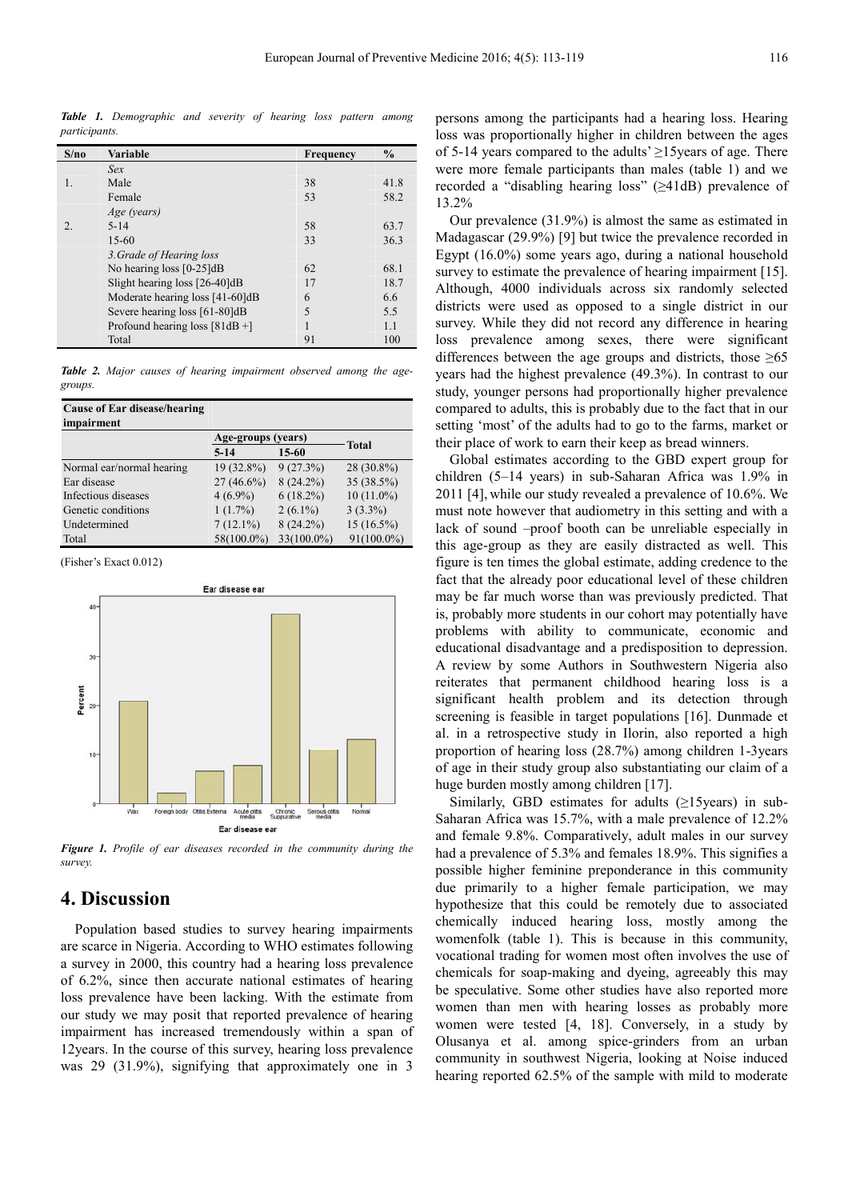*Table 1. Demographic and severity of hearing loss pattern among participants.*

| S/no | Variable | Frequency | % |
|---|---|---|---|
| | *Sex* | | |
| 1. | Male | 38 | 41.8 |
| | Female | 53 | 58.2 |
| | *Age (years)* | | |
| 2. | 5-14 | 58 | 63.7 |
| | 15-60 | 33 | 36.3 |
| | *3.Grade of Hearing loss* | | |
| | No hearing loss [0-25]dB | 62 | 68.1 |
| | Slight hearing loss [26-40]dB | 17 | 18.7 |
| | Moderate hearing loss [41-60]dB | 6 | 6.6 |
| | Severe hearing loss [61-80]dB | 5 | 5.5 |
| | Profound hearing loss [81dB +] | 1 | 1.1 |
| | Total | 91 | 100 |

*Table 2. Major causes of hearing impairment observed among the age-groups.*

| Cause of Ear disease/hearing impairment | Age-groups (years) | | Total |
|---|---|---|---|
| | 5-14 | 15-60 | |
| Normal ear/normal hearing | 19 (32.8%) | 9 (27.3%) | 28 (30.8%) |
| Ear disease | 27 (46.6%) | 8 (24.2%) | 35 (38.5%) |
| Infectious diseases | 4 (6.9%) | 6 (18.2%) | 10 (11.0%) |
| Genetic conditions | 1 (1.7%) | 2 (6.1%) | 3 (3.3%) |
| Undetermined | 7 (12.1%) | 8 (24.2%) | 15 (16.5%) |
| Total | 58(100.0%) | 33(100.0%) | 91(100.0%) |

(Fisher's Exact 0.012)

*Figure 1. Profile of ear diseases recorded in the community during the survey.*

## 4. Discussion

Population based studies to survey hearing impairments are scarce in Nigeria. According to WHO estimates following a survey in 2000, this country had a hearing loss prevalence of 6.2%, since then accurate national estimates of hearing loss prevalence have been lacking. With the estimate from our study we may posit that reported prevalence of hearing impairment has increased tremendously within a span of 12years. In the course of this survey, hearing loss prevalence was 29 (31.9%), signifying that approximately one in 3 persons among the participants had a hearing loss. Hearing loss was proportionally higher in children between the ages of 5-14 years compared to the adults' ≥15years of age. There were more female participants than males (table 1) and we recorded a "disabling hearing loss" (≥41dB) prevalence of 13.2%

Our prevalence (31.9%) is almost the same as estimated in Madagascar (29.9%) [9] but twice the prevalence recorded in Egypt (16.0%) some years ago, during a national household survey to estimate the prevalence of hearing impairment [15]. Although, 4000 individuals across six randomly selected districts were used as opposed to a single district in our survey. While they did not record any difference in hearing loss prevalence among sexes, there were significant differences between the age groups and districts, those ≥65 years had the highest prevalence (49.3%). In contrast to our study, younger persons had proportionally higher prevalence compared to adults, this is probably due to the fact that in our setting 'most' of the adults had to go to the farms, market or their place of work to earn their keep as bread winners.

Global estimates according to the GBD expert group for children (5–14 years) in sub-Saharan Africa was 1.9% in 2011 [4], while our study revealed a prevalence of 10.6%. We must note however that audiometry in this setting and with a lack of sound –proof booth can be unreliable especially in this age-group as they are easily distracted as well. This figure is ten times the global estimate, adding credence to the fact that the already poor educational level of these children may be far much worse than was previously predicted. That is, probably more students in our cohort may potentially have problems with ability to communicate, economic and educational disadvantage and a predisposition to depression. A review by some Authors in Southwestern Nigeria also reiterates that permanent childhood hearing loss is a significant health problem and its detection through screening is feasible in target populations [16]. Dunmade et al. in a retrospective study in Ilorin, also reported a high proportion of hearing loss (28.7%) among children 1-3years of age in their study group also substantiating our claim of a huge burden mostly among children [17].

Similarly, GBD estimates for adults (≥15years) in sub-Saharan Africa was 15.7%, with a male prevalence of 12.2% and female 9.8%. Comparatively, adult males in our survey had a prevalence of 5.3% and females 18.9%. This signifies a possible higher feminine preponderance in this community due primarily to a higher female participation, we may hypothesize that this could be remotely due to associated chemically induced hearing loss, mostly among the womenfolk (table 1). This is because in this community, vocational trading for women most often involves the use of chemicals for soap-making and dyeing, agreeably this may be speculative. Some other studies have also reported more women than men with hearing losses as probably more women were tested [4, 18]. Conversely, in a study by Olusanya et al. among spice-grinders from an urban community in southwest Nigeria, looking at Noise induced hearing reported 62.5% of the sample with mild to moderate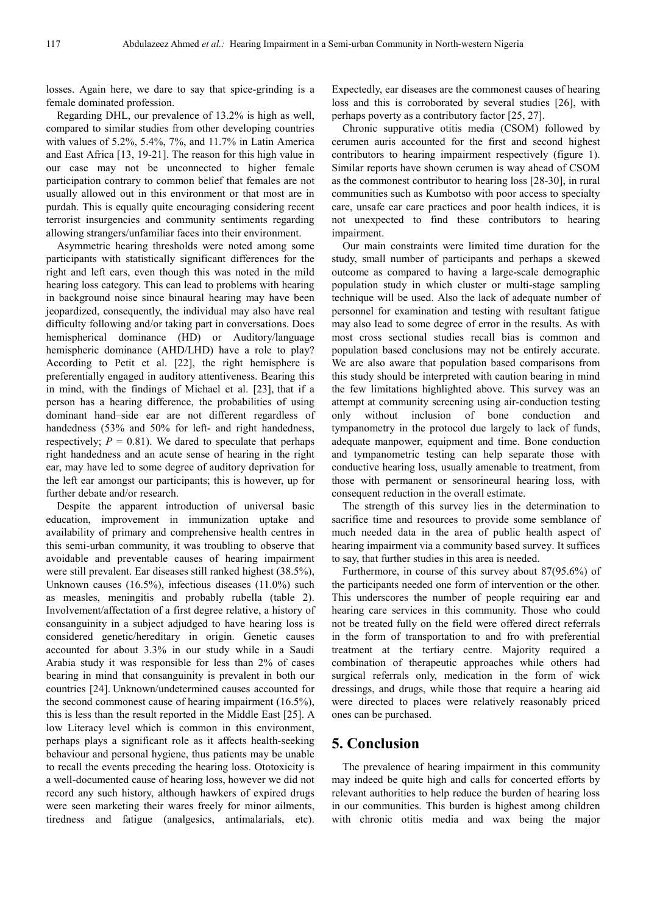losses. Again here, we dare to say that spice-grinding is a female dominated profession.

Regarding DHL, our prevalence of 13.2% is high as well, compared to similar studies from other developing countries with values of 5.2%, 5.4%, 7%, and 11.7% in Latin America and East Africa [13, 19-21]. The reason for this high value in our case may not be unconnected to higher female participation contrary to common belief that females are not usually allowed out in this environment or that most are in purdah. This is equally quite encouraging considering recent terrorist insurgencies and community sentiments regarding allowing strangers/unfamiliar faces into their environment.

Asymmetric hearing thresholds were noted among some participants with statistically significant differences for the right and left ears, even though this was noted in the mild hearing loss category. This can lead to problems with hearing in background noise since binaural hearing may have been jeopardized, consequently, the individual may also have real difficulty following and/or taking part in conversations. Does hemispherical dominance (HD) or Auditory/language hemispheric dominance (AHD/LHD) have a role to play? According to Petit et al. [22], the right hemisphere is preferentially engaged in auditory attentiveness. Bearing this in mind, with the findings of Michael et al. [23], that if a person has a hearing difference, the probabilities of using dominant hand–side ear are not different regardless of handedness (53% and 50% for left- and right handedness, respectively; $P = 0.81$). We dared to speculate that perhaps right handedness and an acute sense of hearing in the right ear, may have led to some degree of auditory deprivation for the left ear amongst our participants; this is however, up for further debate and/or research.

Despite the apparent introduction of universal basic education, improvement in immunization uptake and availability of primary and comprehensive health centres in this semi-urban community, it was troubling to observe that avoidable and preventable causes of hearing impairment were still prevalent. Ear diseases still ranked highest (38.5%), Unknown causes (16.5%), infectious diseases (11.0%) such as measles, meningitis and probably rubella (table 2). Involvement/affectation of a first degree relative, a history of consanguinity in a subject adjudged to have hearing loss is considered genetic/hereditary in origin. Genetic causes accounted for about 3.3% in our study while in a Saudi Arabia study it was responsible for less than 2% of cases bearing in mind that consanguinity is prevalent in both our countries [24]. Unknown/undetermined causes accounted for the second commonest cause of hearing impairment (16.5%), this is less than the result reported in the Middle East [25]. A low Literacy level which is common in this environment, perhaps plays a significant role as it affects health-seeking behaviour and personal hygiene, thus patients may be unable to recall the events preceding the hearing loss. Ototoxicity is a well-documented cause of hearing loss, however we did not record any such history, although hawkers of expired drugs were seen marketing their wares freely for minor ailments, tiredness and fatigue (analgesics, antimalarials, etc). Expectedly, ear diseases are the commonest causes of hearing loss and this is corroborated by several studies [26], with perhaps poverty as a contributory factor [25, 27].

Chronic suppurative otitis media (CSOM) followed by cerumen auris accounted for the first and second highest contributors to hearing impairment respectively (figure 1). Similar reports have shown cerumen is way ahead of CSOM as the commonest contributor to hearing loss [28-30], in rural communities such as Kumbotso with poor access to specialty care, unsafe ear care practices and poor health indices, it is not unexpected to find these contributors to hearing impairment.

Our main constraints were limited time duration for the study, small number of participants and perhaps a skewed outcome as compared to having a large-scale demographic population study in which cluster or multi-stage sampling technique will be used. Also the lack of adequate number of personnel for examination and testing with resultant fatigue may also lead to some degree of error in the results. As with most cross sectional studies recall bias is common and population based conclusions may not be entirely accurate. We are also aware that population based comparisons from this study should be interpreted with caution bearing in mind the few limitations highlighted above. This survey was an attempt at community screening using air-conduction testing only without inclusion of bone conduction and tympanometry in the protocol due largely to lack of funds, adequate manpower, equipment and time. Bone conduction and tympanometric testing can help separate those with conductive hearing loss, usually amenable to treatment, from those with permanent or sensorineural hearing loss, with consequent reduction in the overall estimate.

The strength of this survey lies in the determination to sacrifice time and resources to provide some semblance of much needed data in the area of public health aspect of hearing impairment via a community based survey. It suffices to say, that further studies in this area is needed.

Furthermore, in course of this survey about 87(95.6%) of the participants needed one form of intervention or the other. This underscores the number of people requiring ear and hearing care services in this community. Those who could not be treated fully on the field were offered direct referrals in the form of transportation to and fro with preferential treatment at the tertiary centre. Majority required a combination of therapeutic approaches while others had surgical referrals only, medication in the form of wick dressings, and drugs, while those that require a hearing aid were directed to places were relatively reasonably priced ones can be purchased.

## 5. Conclusion

The prevalence of hearing impairment in this community may indeed be quite high and calls for concerted efforts by relevant authorities to help reduce the burden of hearing loss in our communities. This burden is highest among children with chronic otitis media and wax being the major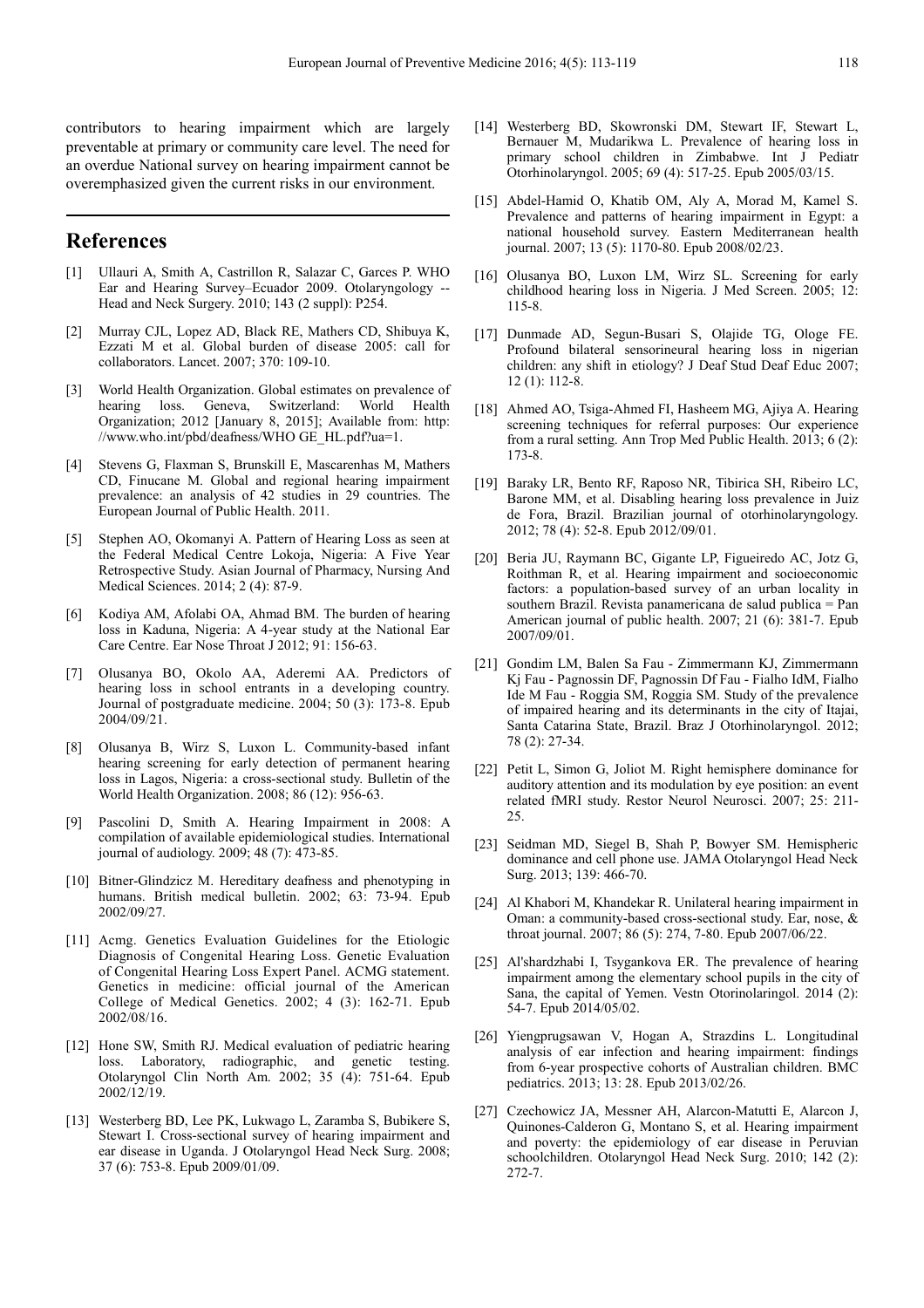contributors to hearing impairment which are largely preventable at primary or community care level. The need for an overdue National survey on hearing impairment cannot be overemphasized given the current risks in our environment.

## References

[1] Ullauri A, Smith A, Castrillon R, Salazar C, Garces P. WHO Ear and Hearing Survey–Ecuador 2009. Otolaryngology -- Head and Neck Surgery. 2010; 143 (2 suppl): P254.

[2] Murray CJL, Lopez AD, Black RE, Mathers CD, Shibuya K, Ezzati M et al. Global burden of disease 2005: call for collaborators. Lancet. 2007; 370: 109-10.

[3] World Health Organization. Global estimates on prevalence of hearing loss. Geneva, Switzerland: World Health Organization; 2012 [January 8, 2015]; Available from: http: //www.who.int/pbd/deafness/WHO GE_HL.pdf?ua=1.

[4] Stevens G, Flaxman S, Brunskill E, Mascarenhas M, Mathers CD, Finucane M. Global and regional hearing impairment prevalence: an analysis of 42 studies in 29 countries. The European Journal of Public Health. 2011.

[5] Stephen AO, Okomanyi A. Pattern of Hearing Loss as seen at the Federal Medical Centre Lokoja, Nigeria: A Five Year Retrospective Study. Asian Journal of Pharmacy, Nursing And Medical Sciences. 2014; 2 (4): 87-9.

[6] Kodiya AM, Afolabi OA, Ahmad BM. The burden of hearing loss in Kaduna, Nigeria: A 4-year study at the National Ear Care Centre. Ear Nose Throat J 2012; 91: 156-63.

[7] Olusanya BO, Okolo AA, Aderemi AA. Predictors of hearing loss in school entrants in a developing country. Journal of postgraduate medicine. 2004; 50 (3): 173-8. Epub 2004/09/21.

[8] Olusanya B, Wirz S, Luxon L. Community-based infant hearing screening for early detection of permanent hearing loss in Lagos, Nigeria: a cross-sectional study. Bulletin of the World Health Organization. 2008; 86 (12): 956-63.

[9] Pascolini D, Smith A. Hearing Impairment in 2008: A compilation of available epidemiological studies. International journal of audiology. 2009; 48 (7): 473-85.

[10] Bitner-Glindzicz M. Hereditary deafness and phenotyping in humans. British medical bulletin. 2002; 63: 73-94. Epub 2002/09/27.

[11] Acmg. Genetics Evaluation Guidelines for the Etiologic Diagnosis of Congenital Hearing Loss. Genetic Evaluation of Congenital Hearing Loss Expert Panel. ACMG statement. Genetics in medicine: official journal of the American College of Medical Genetics. 2002; 4 (3): 162-71. Epub 2002/08/16.

[12] Hone SW, Smith RJ. Medical evaluation of pediatric hearing loss. Laboratory, radiographic, and genetic testing. Otolaryngol Clin North Am. 2002; 35 (4): 751-64. Epub 2002/12/19.

[13] Westerberg BD, Lee PK, Lukwago L, Zaramba S, Bubikere S, Stewart I. Cross-sectional survey of hearing impairment and ear disease in Uganda. J Otolaryngol Head Neck Surg. 2008; 37 (6): 753-8. Epub 2009/01/09.

[14] Westerberg BD, Skowronski DM, Stewart IF, Stewart L, Bernauer M, Mudarikwa L. Prevalence of hearing loss in primary school children in Zimbabwe. Int J Pediatr Otorhinolaryngol. 2005; 69 (4): 517-25. Epub 2005/03/15.

[15] Abdel-Hamid O, Khatib OM, Aly A, Morad M, Kamel S. Prevalence and patterns of hearing impairment in Egypt: a national household survey. Eastern Mediterranean health journal. 2007; 13 (5): 1170-80. Epub 2008/02/23.

[16] Olusanya BO, Luxon LM, Wirz SL. Screening for early childhood hearing loss in Nigeria. J Med Screen. 2005; 12: 115-8.

[17] Dunmade AD, Segun-Busari S, Olajide TG, Ologe FE. Profound bilateral sensorineural hearing loss in nigerian children: any shift in etiology? J Deaf Stud Deaf Educ 2007; 12 (1): 112-8.

[18] Ahmed AO, Tsiga-Ahmed FI, Hasheem MG, Ajiya A. Hearing screening techniques for referral purposes: Our experience from a rural setting. Ann Trop Med Public Health. 2013; 6 (2): 173-8.

[19] Baraky LR, Bento RF, Raposo NR, Tibirica SH, Ribeiro LC, Barone MM, et al. Disabling hearing loss prevalence in Juiz de Fora, Brazil. Brazilian journal of otorhinolaryngology. 2012; 78 (4): 52-8. Epub 2012/09/01.

[20] Beria JU, Raymann BC, Gigante LP, Figueiredo AC, Jotz G, Roithman R, et al. Hearing impairment and socioeconomic factors: a population-based survey of an urban locality in southern Brazil. Revista panamericana de salud publica = Pan American journal of public health. 2007; 21 (6): 381-7. Epub 2007/09/01.

[21] Gondim LM, Balen Sa Fau - Zimmermann KJ, Zimmermann Kj Fau - Pagnossin DF, Pagnossin Df Fau - Fialho IdM, Fialho Ide M Fau - Roggia SM, Roggia SM. Study of the prevalence of impaired hearing and its determinants in the city of Itajai, Santa Catarina State, Brazil. Braz J Otorhinolaryngol. 2012; 78 (2): 27-34.

[22] Petit L, Simon G, Joliot M. Right hemisphere dominance for auditory attention and its modulation by eye position: an event related fMRI study. Restor Neurol Neurosci. 2007; 25: 211-25.

[23] Seidman MD, Siegel B, Shah P, Bowyer SM. Hemispheric dominance and cell phone use. JAMA Otolaryngol Head Neck Surg. 2013; 139: 466-70.

[24] Al Khabori M, Khandekar R. Unilateral hearing impairment in Oman: a community-based cross-sectional study. Ear, nose, & throat journal. 2007; 86 (5): 274, 7-80. Epub 2007/06/22.

[25] Al'shardzhabi I, Tsygankova ER. The prevalence of hearing impairment among the elementary school pupils in the city of Sana, the capital of Yemen. Vestn Otorinolaringol. 2014 (2): 54-7. Epub 2014/05/02.

[26] Yiengprugsawan V, Hogan A, Strazdins L. Longitudinal analysis of ear infection and hearing impairment: findings from 6-year prospective cohorts of Australian children. BMC pediatrics. 2013; 13: 28. Epub 2013/02/26.

[27] Czechowicz JA, Messner AH, Alarcon-Matutti E, Alarcon J, Quinones-Calderon G, Montano S, et al. Hearing impairment and poverty: the epidemiology of ear disease in Peruvian schoolchildren. Otolaryngol Head Neck Surg. 2010; 142 (2): 272-7.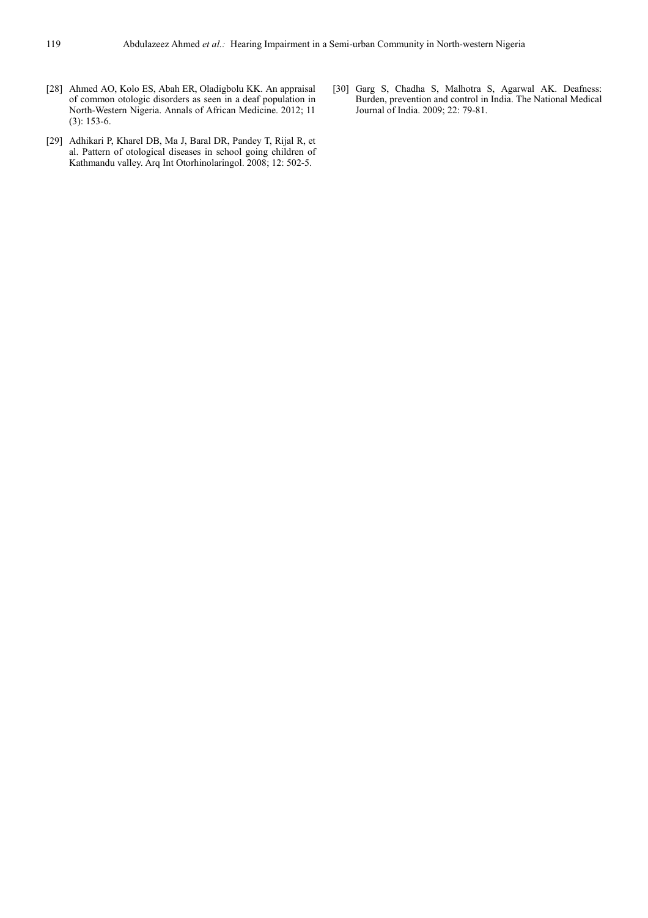[28] Ahmed AO, Kolo ES, Abah ER, Oladigbolu KK. An appraisal of common otologic disorders as seen in a deaf population in North-Western Nigeria. Annals of African Medicine. 2012; 11 (3): 153-6.

[29] Adhikari P, Kharel DB, Ma J, Baral DR, Pandey T, Rijal R, et al. Pattern of otological diseases in school going children of Kathmandu valley. Arq Int Otorhinolaringol. 2008; 12: 502-5.

[30] Garg S, Chadha S, Malhotra S, Agarwal AK. Deafness: Burden, prevention and control in India. The National Medical Journal of India. 2009; 22: 79-81.